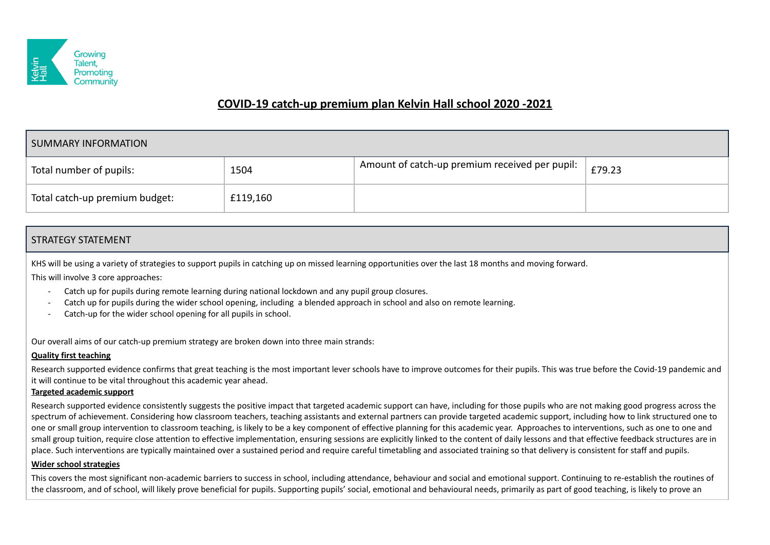Kelvin Hall

Growing Talent, Promoting Community

# COVID-19 catch-up premium plan Kelvin Hall school 2020 -2021

| SUMMARY INFORMATION | | | |
|---|---|---|---|
| Total number of pupils: | 1504 | Amount of catch-up premium received per pupil: | £79.23 |
| Total catch-up premium budget: | £119,160 | | |

## STRATEGY STATEMENT

KHS will be using a variety of strategies to support pupils in catching up on missed learning opportunities over the last 18 months and moving forward.

This will involve 3 core approaches:

- Catch up for pupils during remote learning during national lockdown and any pupil group closures.
- Catch up for pupils during the wider school opening, including a blended approach in school and also on remote learning.
- Catch-up for the wider school opening for all pupils in school.

Our overall aims of our catch-up premium strategy are broken down into three main strands:

**Quality first teaching**

Research supported evidence confirms that great teaching is the most important lever schools have to improve outcomes for their pupils. This was true before the Covid-19 pandemic and it will continue to be vital throughout this academic year ahead.

**Targeted academic support**

Research supported evidence consistently suggests the positive impact that targeted academic support can have, including for those pupils who are not making good progress across the spectrum of achievement. Considering how classroom teachers, teaching assistants and external partners can provide targeted academic support, including how to link structured one to one or small group intervention to classroom teaching, is likely to be a key component of effective planning for this academic year. Approaches to interventions, such as one to one and small group tuition, require close attention to effective implementation, ensuring sessions are explicitly linked to the content of daily lessons and that effective feedback structures are in place. Such interventions are typically maintained over a sustained period and require careful timetabling and associated training so that delivery is consistent for staff and pupils.

**Wider school strategies**

This covers the most significant non-academic barriers to success in school, including attendance, behaviour and social and emotional support. Continuing to re-establish the routines of the classroom, and of school, will likely prove beneficial for pupils. Supporting pupils' social, emotional and behavioural needs, primarily as part of good teaching, is likely to prove an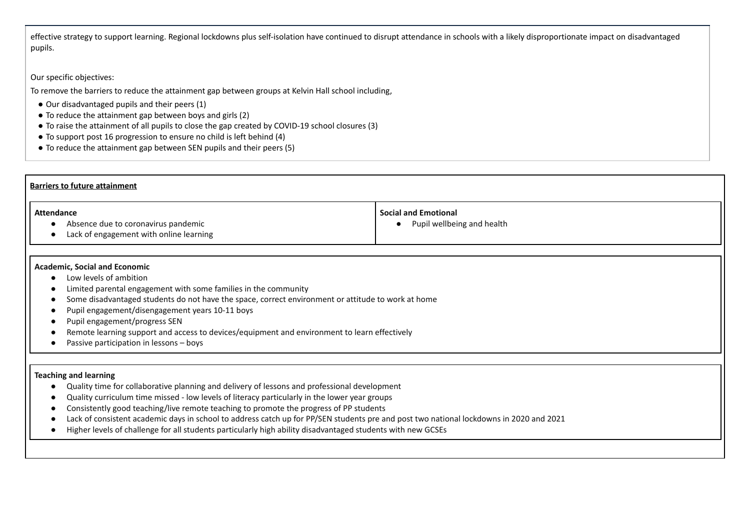effective strategy to support learning. Regional lockdowns plus self-isolation have continued to disrupt attendance in schools with a likely disproportionate impact on disadvantaged pupils.

Our specific objectives:

To remove the barriers to reduce the attainment gap between groups at Kelvin Hall school including,

- Our disadvantaged pupils and their peers (1)
- To reduce the attainment gap between boys and girls (2)
- To raise the attainment of all pupils to close the gap created by COVID-19 school closures (3)
- To support post 16 progression to ensure no child is left behind (4)
- To reduce the attainment gap between SEN pupils and their peers (5)

## Barriers to future attainment

| Attendance | Social and Emotional |
|---|---|
| • Absence due to coronavirus pandemic<br>• Lack of engagement with online learning | • Pupil wellbeing and health |

**Academic, Social and Economic**

- Low levels of ambition
- Limited parental engagement with some families in the community
- Some disadvantaged students do not have the space, correct environment or attitude to work at home
- Pupil engagement/disengagement years 10-11 boys
- Pupil engagement/progress SEN
- Remote learning support and access to devices/equipment and environment to learn effectively
- Passive participation in lessons – boys

**Teaching and learning**

- Quality time for collaborative planning and delivery of lessons and professional development
- Quality curriculum time missed - low levels of literacy particularly in the lower year groups
- Consistently good teaching/live remote teaching to promote the progress of PP students
- Lack of consistent academic days in school to address catch up for PP/SEN students pre and post two national lockdowns in 2020 and 2021
- Higher levels of challenge for all students particularly high ability disadvantaged students with new GCSEs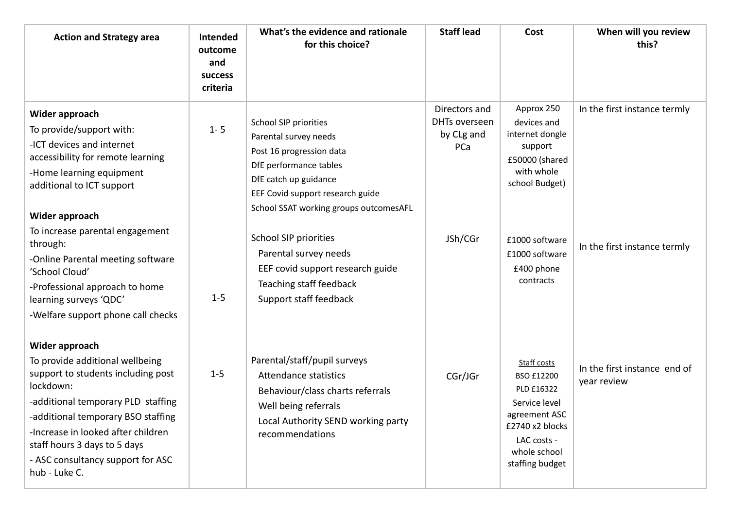| Action and Strategy area | Intended outcome and success criteria | What's the evidence and rationale for this choice? | Staff lead | Cost | When will you review this? |
|---|---|---|---|---|---|
| **Wider approach**<br>To provide/support with:<br>-ICT devices and internet accessibility for remote learning<br>-Home learning equipment additional to ICT support | 1- 5 | School SIP priorities<br>Parental survey needs<br>Post 16 progression data<br>DfE performance tables<br>DfE catch up guidance<br>EEF Covid support research guide<br>School SSAT working groups outcomesAFL | Directors and DHTs overseen by CLg and PCa | Approx 250 devices and internet dongle support<br>£50000 (shared with whole school Budget) | In the first instance termly |
| **Wider approach**<br>To increase parental engagement through:<br>-Online Parental meeting software 'School Cloud'<br>-Professional approach to home learning surveys 'QDC'<br>-Welfare support phone call checks | 1-5 | School SIP priorities<br>Parental survey needs<br>EEF covid support research guide<br>Teaching staff feedback<br>Support staff feedback | JSh/CGr | £1000 software<br>£1000 software<br>£400 phone contracts | In the first instance termly |
| **Wider approach**<br>To provide additional wellbeing support to students including post lockdown:<br>-additional temporary PLD staffing<br>-additional temporary BSO staffing<br>-Increase in looked after children staff hours 3 days to 5 days<br>- ASC consultancy support for ASC hub - Luke C. | 1-5 | Parental/staff/pupil surveys<br>Attendance statistics<br>Behaviour/class charts referrals<br>Well being referrals<br>Local Authority SEND working party recommendations | CGr/JGr | Staff costs<br>BSO £12200<br>PLD £16322<br>Service level agreement ASC £2740 x2 blocks<br>LAC costs - whole school staffing budget | In the first instance end of year review |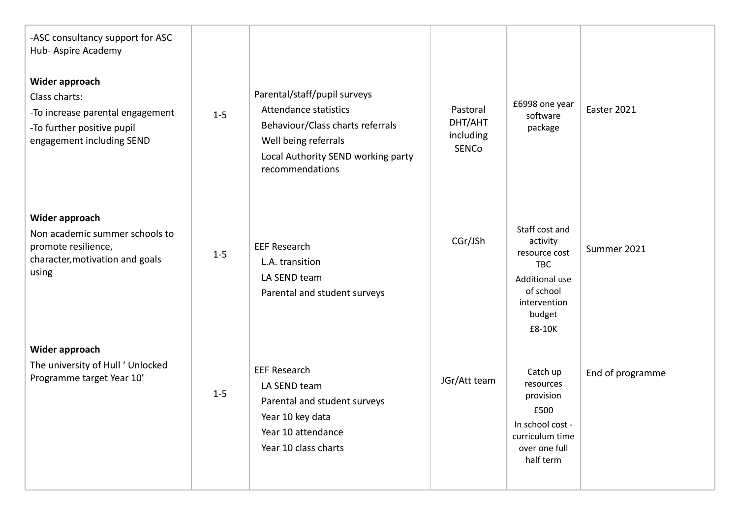| | | | | | |
|---|---|---|---|---|---|
| -ASC consultancy support for ASC Hub- Aspire Academy<br><br>**Wider approach**<br>Class charts:<br>-To increase parental engagement<br>-To further positive pupil engagement including SEND | 1-5 | Parental/staff/pupil surveys<br>Attendance statistics<br>Behaviour/Class charts referrals<br>Well being referrals<br>Local Authority SEND working party recommendations | Pastoral DHT/AHT including SENCo | £6998 one year software package | Easter 2021 |
| **Wider approach**<br>Non academic summer schools to promote resilience, character,motivation and goals using | 1-5 | EEF Research<br>L.A. transition<br>LA SEND team<br>Parental and student surveys | CGr/JSh | Staff cost and activity resource cost TBC<br>Additional use of school intervention budget<br>£8-10K | Summer 2021 |
| **Wider approach**<br>The university of Hull ' Unlocked Programme target Year 10' | 1-5 | EEF Research<br>LA SEND team<br>Parental and student surveys<br>Year 10 key data<br>Year 10 attendance<br>Year 10 class charts | JGr/Att team | Catch up resources provision<br>£500<br>In school cost - curriculum time over one full half term | End of programme |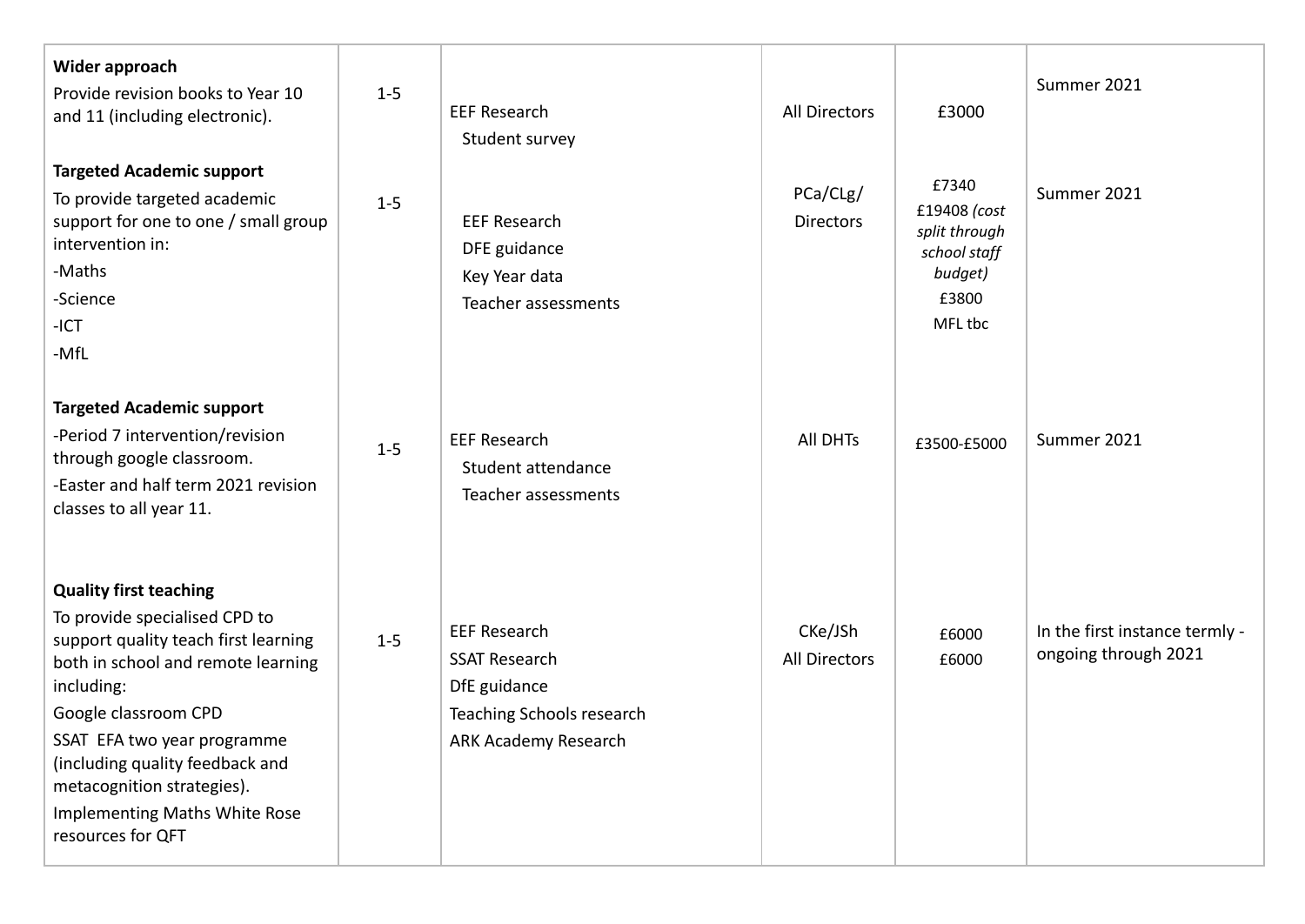| | | | | | |
|---|---|---|---|---|---|
| **Wider approach**<br>Provide revision books to Year 10 and 11 (including electronic). | 1-5 | EEF Research<br>Student survey | All Directors | £3000 | Summer 2021 |
| **Targeted Academic support**<br>To provide targeted academic support for one to one / small group intervention in:<br>-Maths<br>-Science<br>-ICT<br>-MfL | 1-5 | EEF Research<br>DFE guidance<br>Key Year data<br>Teacher assessments | PCa/CLg/<br>Directors | £7340<br>£19408 *(cost split through school staff budget)*<br>£3800<br>MFL tbc | Summer 2021 |
| **Targeted Academic support**<br>-Period 7 intervention/revision through google classroom.<br>-Easter and half term 2021 revision classes to all year 11. | 1-5 | EEF Research<br>Student attendance<br>Teacher assessments | All DHTs | £3500-£5000 | Summer 2021 |
| **Quality first teaching**<br>To provide specialised CPD to support quality teach first learning both in school and remote learning including:<br>Google classroom CPD<br>SSAT EFA two year programme (including quality feedback and metacognition strategies).<br>Implementing Maths White Rose resources for QFT | 1-5 | EEF Research<br>SSAT Research<br>DfE guidance<br>Teaching Schools research<br>ARK Academy Research | CKe/JSh<br>All Directors | £6000<br>£6000 | In the first instance termly - ongoing through 2021 |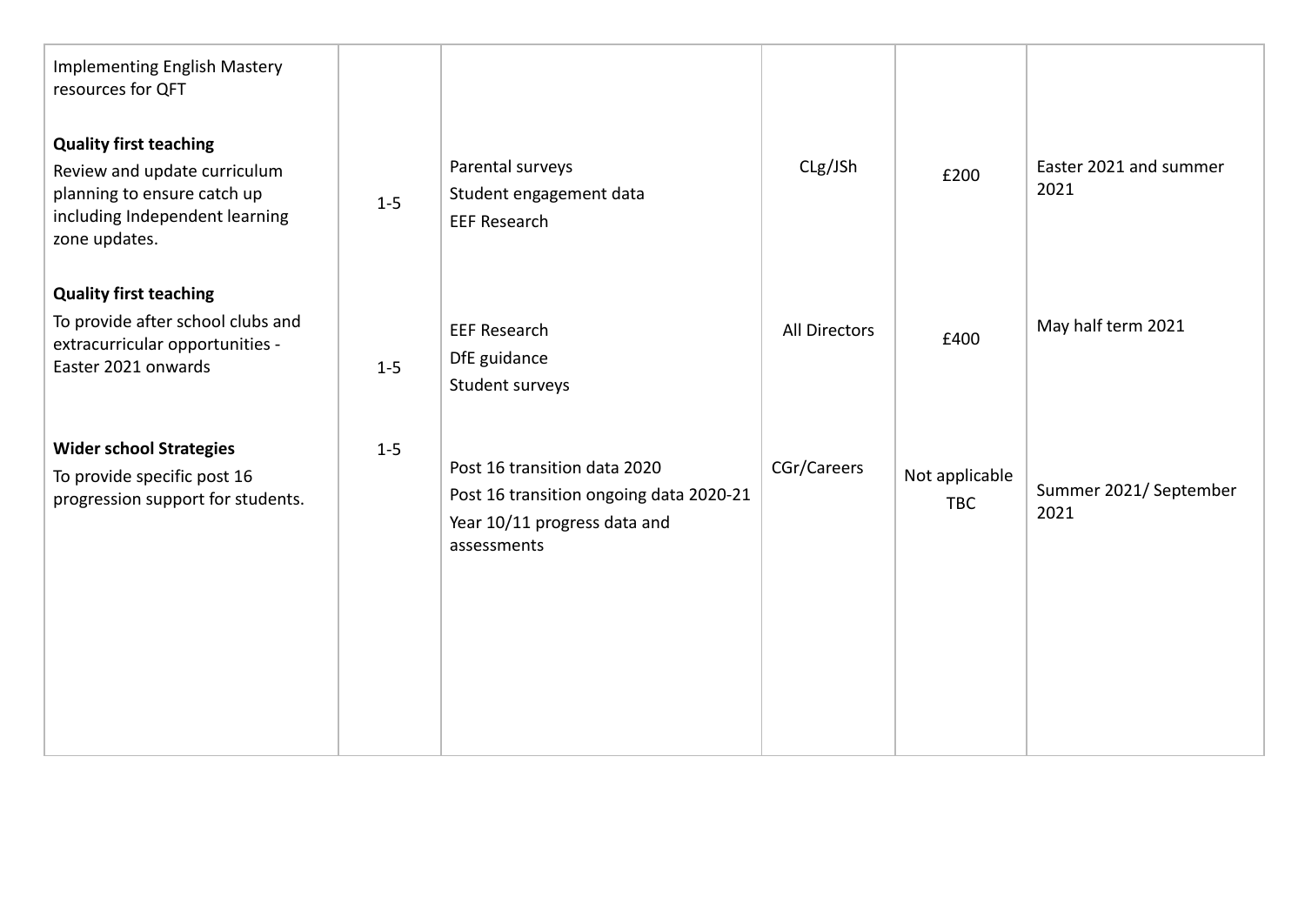| | | | | | |
|---|---|---|---|---|---|
| Implementing English Mastery resources for QFT | | | | | |
| **Quality first teaching**<br>Review and update curriculum planning to ensure catch up including Independent learning zone updates. | 1-5 | Parental surveys<br>Student engagement data<br>EEF Research | CLg/JSh | £200 | Easter 2021 and summer 2021 |
| **Quality first teaching**<br>To provide after school clubs and extracurricular opportunities - Easter 2021 onwards | 1-5 | EEF Research<br>DfE guidance<br>Student surveys | All Directors | £400 | May half term 2021 |
| **Wider school Strategies**<br>To provide specific post 16 progression support for students. | 1-5 | Post 16 transition data 2020<br>Post 16 transition ongoing data 2020-21<br>Year 10/11 progress data and assessments | CGr/Careers | Not applicable TBC | Summer 2021/ September 2021 |